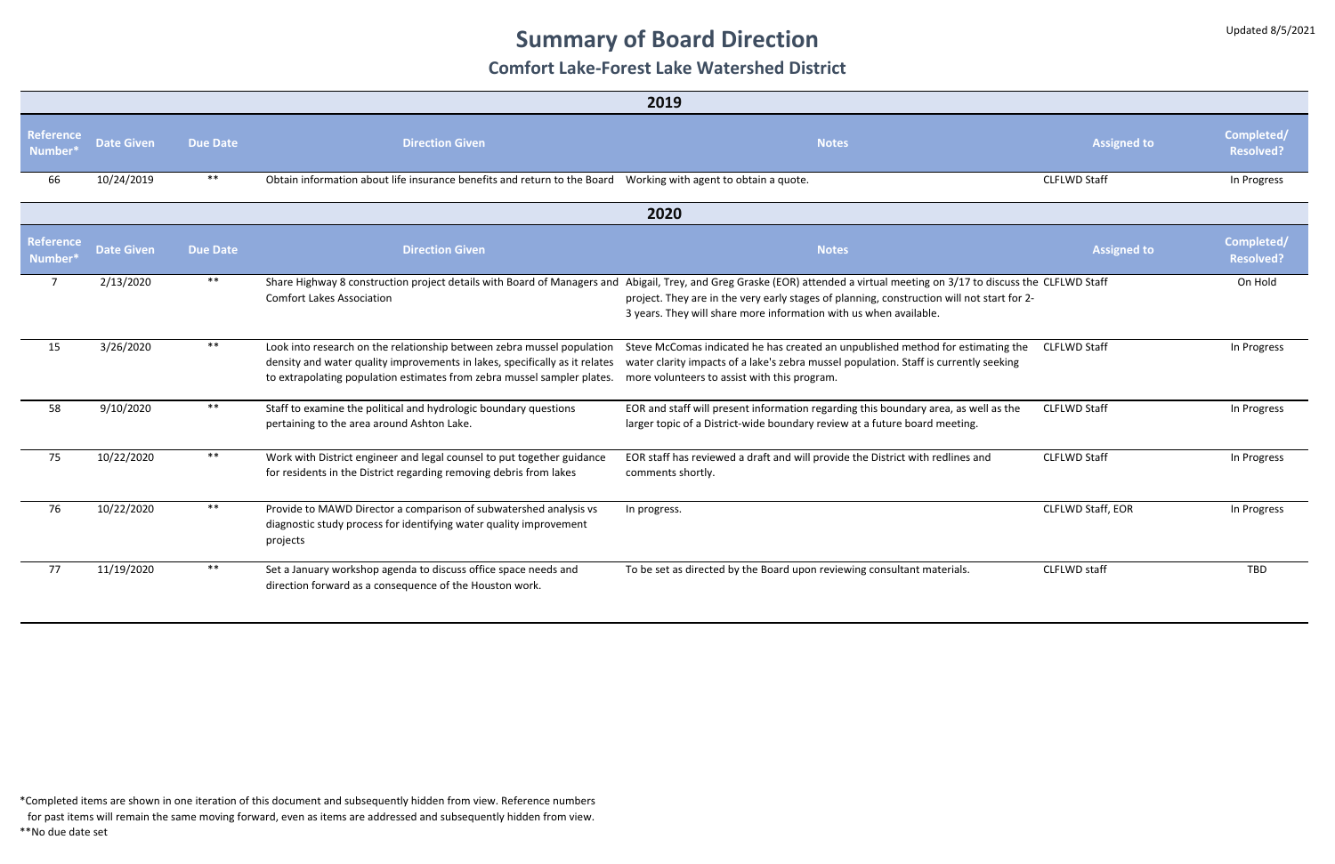Updated 8/5/2021

# Summary of Board Direction

## Comfort Lake-Forest Lake Watershed District

### 2019

| Reference Number* | Date Given | Due Date | Direction Given | Notes | Assigned to | Completed/ Resolved? |
|---|---|---|---|---|---|---|
| 66 | 10/24/2019 | ** | Obtain information about life insurance benefits and return to the Board | Working with agent to obtain a quote. | CLFLWD Staff | In Progress |

### 2020

| Reference Number* | Date Given | Due Date | Direction Given | Notes | Assigned to | Completed/ Resolved? |
|---|---|---|---|---|---|---|
| 7 | 2/13/2020 | ** | Share Highway 8 construction project details with Board of Managers and Comfort Lakes Association | Abigail, Trey, and Greg Graske (EOR) attended a virtual meeting on 3/17 to discuss the project. They are in the very early stages of planning, construction will not start for 2-3 years. They will share more information with us when available. | CLFLWD Staff | On Hold |
| 15 | 3/26/2020 | ** | Look into research on the relationship between zebra mussel population density and water quality improvements in lakes, specifically as it relates to extrapolating population estimates from zebra mussel sampler plates. | Steve McComas indicated he has created an unpublished method for estimating the water clarity impacts of a lake's zebra mussel population. Staff is currently seeking more volunteers to assist with this program. | CLFLWD Staff | In Progress |
| 58 | 9/10/2020 | ** | Staff to examine the political and hydrologic boundary questions pertaining to the area around Ashton Lake. | EOR and staff will present information regarding this boundary area, as well as the larger topic of a District-wide boundary review at a future board meeting. | CLFLWD Staff | In Progress |
| 75 | 10/22/2020 | ** | Work with District engineer and legal counsel to put together guidance for residents in the District regarding removing debris from lakes | EOR staff has reviewed a draft and will provide the District with redlines and comments shortly. | CLFLWD Staff | In Progress |
| 76 | 10/22/2020 | ** | Provide to MAWD Director a comparison of subwatershed analysis vs diagnostic study process for identifying water quality improvement projects | In progress. | CLFLWD Staff, EOR | In Progress |
| 77 | 11/19/2020 | ** | Set a January workshop agenda to discuss office space needs and direction forward as a consequence of the Houston work. | To be set as directed by the Board upon reviewing consultant materials. | CLFLWD staff | TBD |

*Completed items are shown in one iteration of this document and subsequently hidden from view. Reference numbers for past items will remain the same moving forward, even as items are addressed and subsequently hidden from view.

**No due date set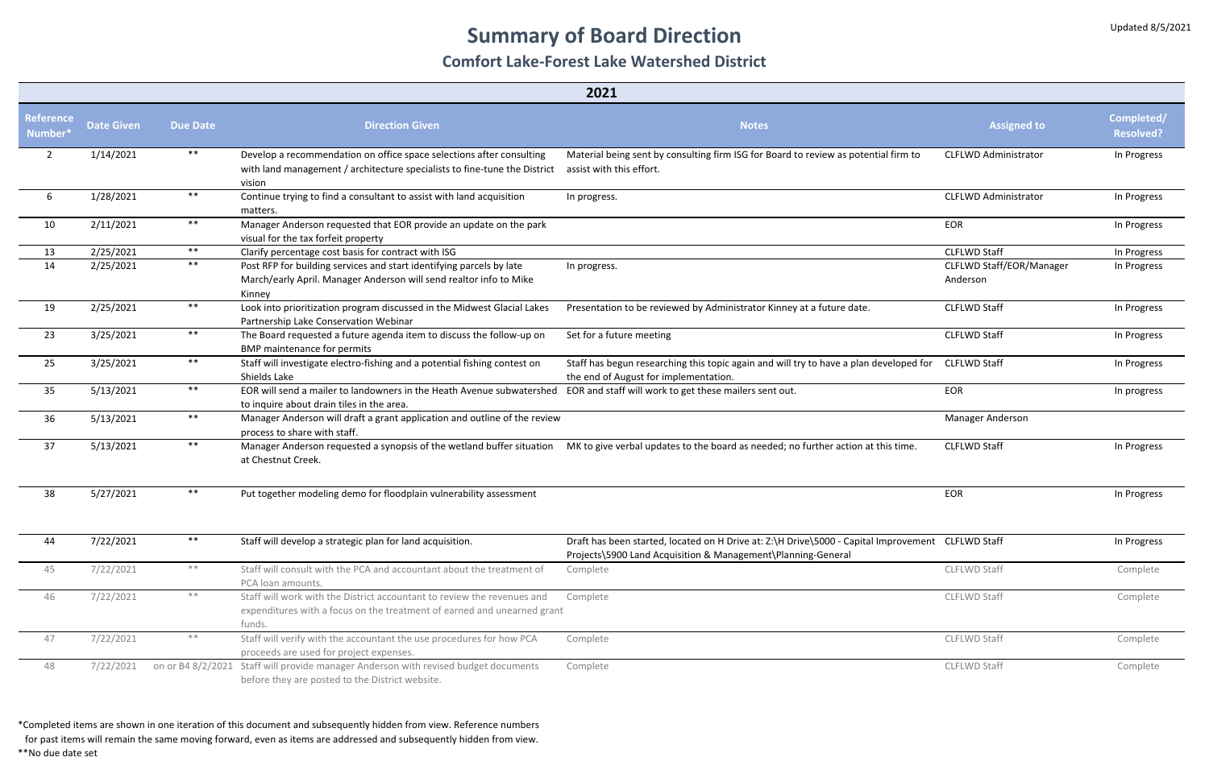Updated 8/5/2021

# Summary of Board Direction

## Comfort Lake-Forest Lake Watershed District

| 2021 | | | | | | |
|---|---|---|---|---|---|---|
| **Reference Number*** | **Date Given** | **Due Date** | **Direction Given** | **Notes** | **Assigned to** | **Completed/ Resolved?** |
| 2 | 1/14/2021 | ** | Develop a recommendation on office space selections after consulting with land management / architecture specialists to fine-tune the District vision | Material being sent by consulting firm ISG for Board to review as potential firm to assist with this effort. | CLFLWD Administrator | In Progress |
| 6 | 1/28/2021 | ** | Continue trying to find a consultant to assist with land acquisition matters. | In progress. | CLFLWD Administrator | In Progress |
| 10 | 2/11/2021 | ** | Manager Anderson requested that EOR provide an update on the park visual for the tax forfeit property | | EOR | In Progress |
| 13 | 2/25/2021 | ** | Clarify percentage cost basis for contract with ISG | | CLFLWD Staff | In Progress |
| 14 | 2/25/2021 | ** | Post RFP for building services and start identifying parcels by late March/early April. Manager Anderson will send realtor info to Mike Kinney | In progress. | CLFLWD Staff/EOR/Manager Anderson | In Progress |
| 19 | 2/25/2021 | ** | Look into prioritization program discussed in the Midwest Glacial Lakes Partnership Lake Conservation Webinar | Presentation to be reviewed by Administrator Kinney at a future date. | CLFLWD Staff | In Progress |
| 23 | 3/25/2021 | ** | The Board requested a future agenda item to discuss the follow-up on BMP maintenance for permits | Set for a future meeting | CLFLWD Staff | In Progress |
| 25 | 3/25/2021 | ** | Staff will investigate electro-fishing and a potential fishing contest on Shields Lake | Staff has begun researching this topic again and will try to have a plan developed for the end of August for implementation. | CLFLWD Staff | In Progress |
| 35 | 5/13/2021 | ** | EOR will send a mailer to landowners in the Heath Avenue subwatershed to inquire about drain tiles in the area. | EOR and staff will work to get these mailers sent out. | EOR | In progress |
| 36 | 5/13/2021 | ** | Manager Anderson will draft a grant application and outline of the review process to share with staff. | | Manager Anderson | |
| 37 | 5/13/2021 | ** | Manager Anderson requested a synopsis of the wetland buffer situation at Chestnut Creek. | MK to give verbal updates to the board as needed; no further action at this time. | CLFLWD Staff | In Progress |
| 38 | 5/27/2021 | ** | Put together modeling demo for floodplain vulnerability assessment | | EOR | In Progress |
| 44 | 7/22/2021 | ** | Staff will develop a strategic plan for land acquisition. | Draft has been started, located on H Drive at: Z:\H Drive\5000 - Capital Improvement Projects\5900 Land Acquisition & Management\Planning-General | CLFLWD Staff | In Progress |
| 45 | 7/22/2021 | ** | Staff will consult with the PCA and accountant about the treatment of PCA loan amounts. | Complete | CLFLWD Staff | Complete |
| 46 | 7/22/2021 | ** | Staff will work with the District accountant to review the revenues and expenditures with a focus on the treatment of earned and unearned grant funds. | Complete | CLFLWD Staff | Complete |
| 47 | 7/22/2021 | ** | Staff will verify with the accountant the use procedures for how PCA proceeds are used for project expenses. | Complete | CLFLWD Staff | Complete |
| 48 | 7/22/2021 | on or B4 8/2/2021 | Staff will provide manager Anderson with revised budget documents before they are posted to the District website. | Complete | CLFLWD Staff | Complete |

*Completed items are shown in one iteration of this document and subsequently hidden from view. Reference numbers for past items will remain the same moving forward, even as items are addressed and subsequently hidden from view.

**No due date set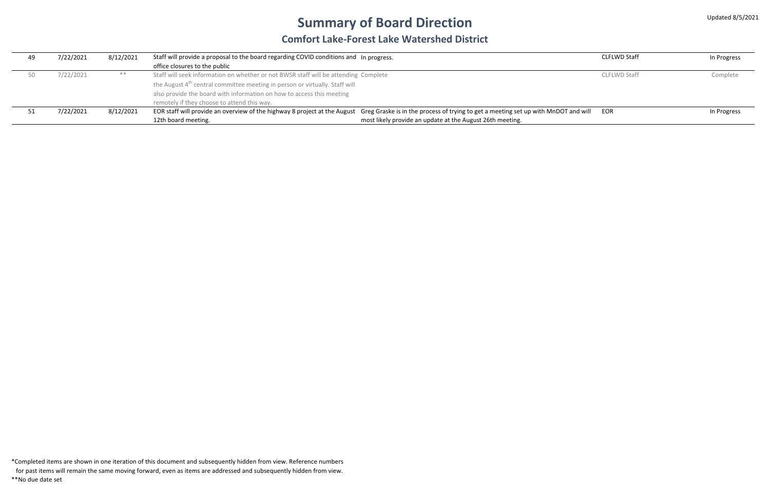# Summary of Board Direction

## Comfort Lake-Forest Lake Watershed District

| | | | | | | |
|---|---|---|---|---|---|---|
| 49 | 7/22/2021 | 8/12/2021 | Staff will provide a proposal to the board regarding COVID conditions and office closures to the public | In progress. | CLFLWD Staff | In Progress |
| 50 | 7/22/2021 | ** | Staff will seek information on whether or not BWSR staff will be attending the August 4th central committee meeting in person or virtually. Staff will also provide the board with information on how to access this meeting remotely if they choose to attend this way. | Complete | CLFLWD Staff | Complete |
| 51 | 7/22/2021 | 8/12/2021 | EOR staff will provide an overview of the highway 8 project at the August 12th board meeting. | Greg Graske is in the process of trying to get a meeting set up with MnDOT and will most likely provide an update at the August 26th meeting. | EOR | In Progress |

*Completed items are shown in one iteration of this document and subsequently hidden from view. Reference numbers for past items will remain the same moving forward, even as items are addressed and subsequently hidden from view.

**No due date set